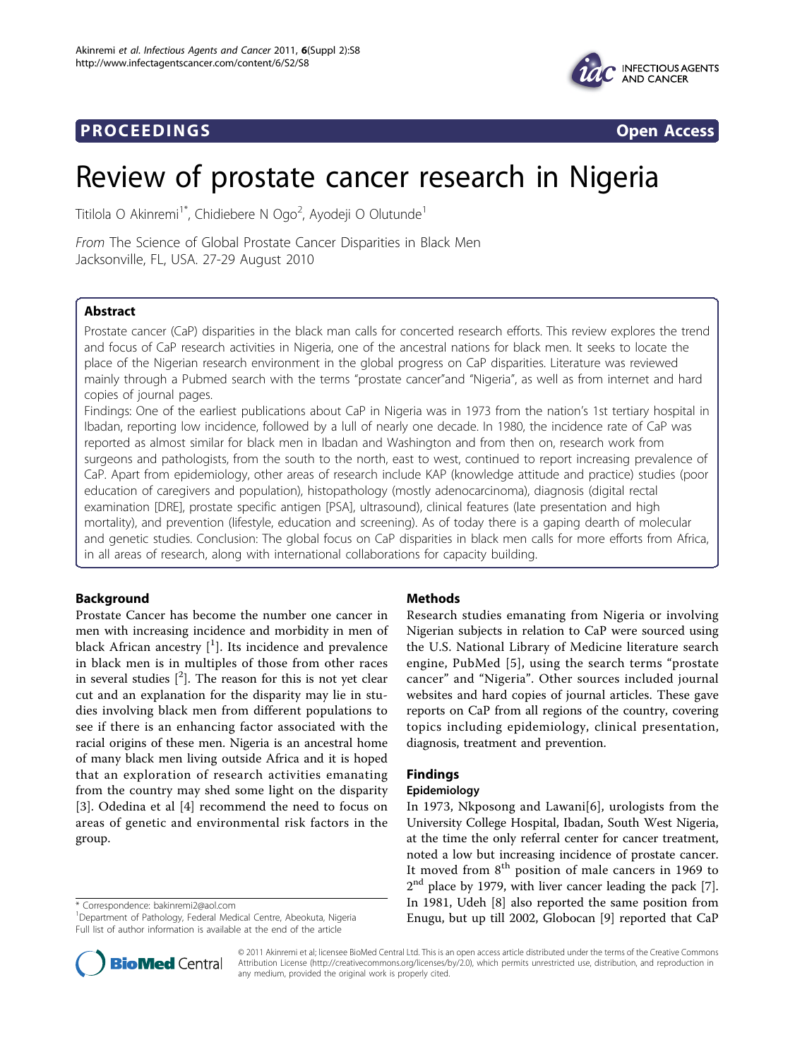PROCEEDINGS **Open Access**

# Review of prostate cancer research in Nigeria

Titilola O Akinremi[1*], Chidiebere N Ogo[2], Ayodeji O Olutunde[1]

*From* The Science of Global Prostate Cancer Disparities in Black Men
Jacksonville, FL, USA. 27-29 August 2010

## Abstract

Prostate cancer (CaP) disparities in the black man calls for concerted research efforts. This review explores the trend and focus of CaP research activities in Nigeria, one of the ancestral nations for black men. It seeks to locate the place of the Nigerian research environment in the global progress on CaP disparities. Literature was reviewed mainly through a Pubmed search with the terms "prostate cancer"and "Nigeria", as well as from internet and hard copies of journal pages.

Findings: One of the earliest publications about CaP in Nigeria was in 1973 from the nation's 1st tertiary hospital in Ibadan, reporting low incidence, followed by a lull of nearly one decade. In 1980, the incidence rate of CaP was reported as almost similar for black men in Ibadan and Washington and from then on, research work from surgeons and pathologists, from the south to the north, east to west, continued to report increasing prevalence of CaP. Apart from epidemiology, other areas of research include KAP (knowledge attitude and practice) studies (poor education of caregivers and population), histopathology (mostly adenocarcinoma), diagnosis (digital rectal examination [DRE], prostate specific antigen [PSA], ultrasound), clinical features (late presentation and high mortality), and prevention (lifestyle, education and screening). As of today there is a gaping dearth of molecular and genetic studies. Conclusion: The global focus on CaP disparities in black men calls for more efforts from Africa, in all areas of research, along with international collaborations for capacity building.

## Background

Prostate Cancer has become the number one cancer in men with increasing incidence and morbidity in men of black African ancestry [1]. Its incidence and prevalence in black men is in multiples of those from other races in several studies [2]. The reason for this is not yet clear cut and an explanation for the disparity may lie in studies involving black men from different populations to see if there is an enhancing factor associated with the racial origins of these men. Nigeria is an ancestral home of many black men living outside Africa and it is hoped that an exploration of research activities emanating from the country may shed some light on the disparity [3]. Odedina et al [4] recommend the need to focus on areas of genetic and environmental risk factors in the group.

## Methods

Research studies emanating from Nigeria or involving Nigerian subjects in relation to CaP were sourced using the U.S. National Library of Medicine literature search engine, PubMed [5], using the search terms "prostate cancer" and "Nigeria". Other sources included journal websites and hard copies of journal articles. These gave reports on CaP from all regions of the country, covering topics including epidemiology, clinical presentation, diagnosis, treatment and prevention.

## Findings

### Epidemiology

In 1973, Nkposong and Lawani[6], urologists from the University College Hospital, Ibadan, South West Nigeria, at the time the only referral center for cancer treatment, noted a low but increasing incidence of prostate cancer. It moved from 8th position of male cancers in 1969 to 2nd place by 1979, with liver cancer leading the pack [7]. In 1981, Udeh [8] also reported the same position from Enugu, but up till 2002, Globocan [9] reported that CaP

\* Correspondence: bakinremi2@aol.com
[1]Department of Pathology, Federal Medical Centre, Abeokuta, Nigeria
Full list of author information is available at the end of the article

© 2011 Akinremi et al; licensee BioMed Central Ltd. This is an open access article distributed under the terms of the Creative Commons Attribution License (http://creativecommons.org/licenses/by/2.0), which permits unrestricted use, distribution, and reproduction in any medium, provided the original work is properly cited.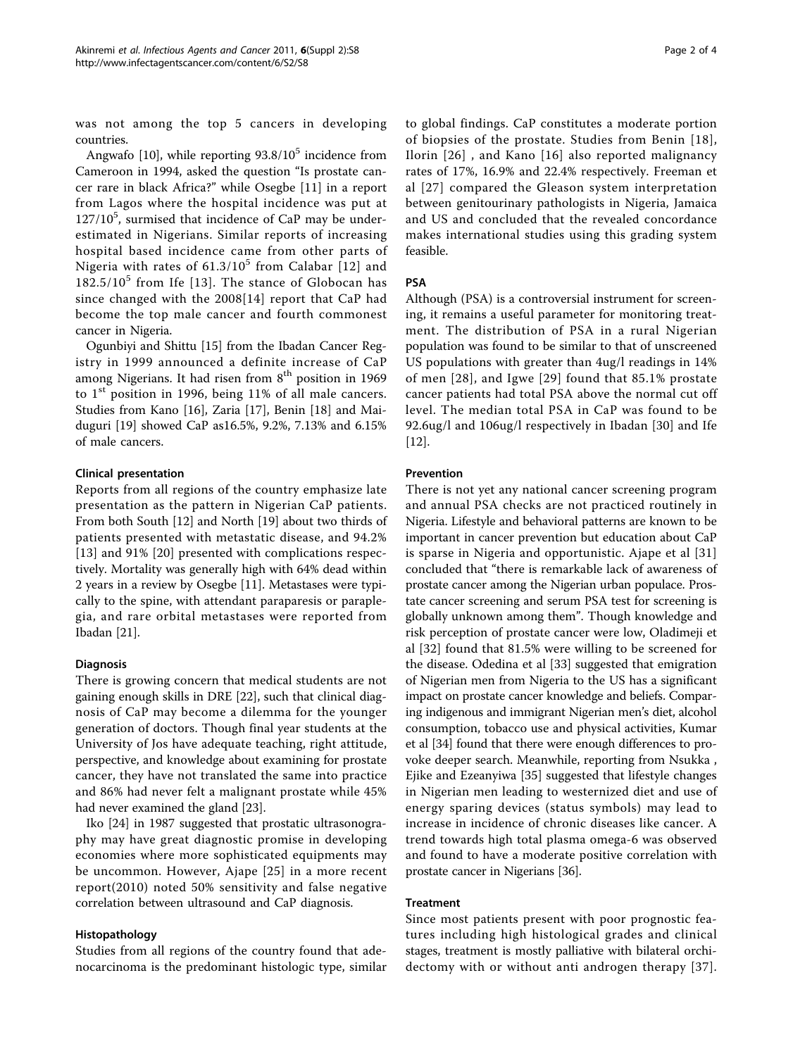was not among the top 5 cancers in developing countries.

Angwafo [10], while reporting $93.8/10^5$ incidence from Cameroon in 1994, asked the question "Is prostate cancer rare in black Africa?" while Osegbe [11] in a report from Lagos where the hospital incidence was put at $127/10^5$, surmised that incidence of CaP may be underestimated in Nigerians. Similar reports of increasing hospital based incidence came from other parts of Nigeria with rates of $61.3/10^5$ from Calabar [12] and $182.5/10^5$ from Ife [13]. The stance of Globocan has since changed with the 2008[14] report that CaP had become the top male cancer and fourth commonest cancer in Nigeria.

Ogunbiyi and Shittu [15] from the Ibadan Cancer Registry in 1999 announced a definite increase of CaP among Nigerians. It had risen from 8th position in 1969 to 1st position in 1996, being 11% of all male cancers. Studies from Kano [16], Zaria [17], Benin [18] and Maiduguri [19] showed CaP as16.5%, 9.2%, 7.13% and 6.15% of male cancers.

#### Clinical presentation

Reports from all regions of the country emphasize late presentation as the pattern in Nigerian CaP patients. From both South [12] and North [19] about two thirds of patients presented with metastatic disease, and 94.2% [13] and 91% [20] presented with complications respectively. Mortality was generally high with 64% dead within 2 years in a review by Osegbe [11]. Metastases were typically to the spine, with attendant paraparesis or paraplegia, and rare orbital metastases were reported from Ibadan [21].

#### Diagnosis

There is growing concern that medical students are not gaining enough skills in DRE [22], such that clinical diagnosis of CaP may become a dilemma for the younger generation of doctors. Though final year students at the University of Jos have adequate teaching, right attitude, perspective, and knowledge about examining for prostate cancer, they have not translated the same into practice and 86% had never felt a malignant prostate while 45% had never examined the gland [23].

Iko [24] in 1987 suggested that prostatic ultrasonography may have great diagnostic promise in developing economies where more sophisticated equipments may be uncommon. However, Ajape [25] in a more recent report(2010) noted 50% sensitivity and false negative correlation between ultrasound and CaP diagnosis.

#### Histopathology

Studies from all regions of the country found that adenocarcinoma is the predominant histologic type, similar to global findings. CaP constitutes a moderate portion of biopsies of the prostate. Studies from Benin [18], Ilorin [26] , and Kano [16] also reported malignancy rates of 17%, 16.9% and 22.4% respectively. Freeman et al [27] compared the Gleason system interpretation between genitourinary pathologists in Nigeria, Jamaica and US and concluded that the revealed concordance makes international studies using this grading system feasible.

#### PSA

Although (PSA) is a controversial instrument for screening, it remains a useful parameter for monitoring treatment. The distribution of PSA in a rural Nigerian population was found to be similar to that of unscreened US populations with greater than 4ug/l readings in 14% of men [28], and Igwe [29] found that 85.1% prostate cancer patients had total PSA above the normal cut off level. The median total PSA in CaP was found to be 92.6ug/l and 106ug/l respectively in Ibadan [30] and Ife [12].

#### Prevention

There is not yet any national cancer screening program and annual PSA checks are not practiced routinely in Nigeria. Lifestyle and behavioral patterns are known to be important in cancer prevention but education about CaP is sparse in Nigeria and opportunistic. Ajape et al [31] concluded that "there is remarkable lack of awareness of prostate cancer among the Nigerian urban populace. Prostate cancer screening and serum PSA test for screening is globally unknown among them". Though knowledge and risk perception of prostate cancer were low, Oladimeji et al [32] found that 81.5% were willing to be screened for the disease. Odedina et al [33] suggested that emigration of Nigerian men from Nigeria to the US has a significant impact on prostate cancer knowledge and beliefs. Comparing indigenous and immigrant Nigerian men's diet, alcohol consumption, tobacco use and physical activities, Kumar et al [34] found that there were enough differences to provoke deeper search. Meanwhile, reporting from Nsukka , Ejike and Ezeanyiwa [35] suggested that lifestyle changes in Nigerian men leading to westernized diet and use of energy sparing devices (status symbols) may lead to increase in incidence of chronic diseases like cancer. A trend towards high total plasma omega-6 was observed and found to have a moderate positive correlation with prostate cancer in Nigerians [36].

#### Treatment

Since most patients present with poor prognostic features including high histological grades and clinical stages, treatment is mostly palliative with bilateral orchidectomy with or without anti androgen therapy [37].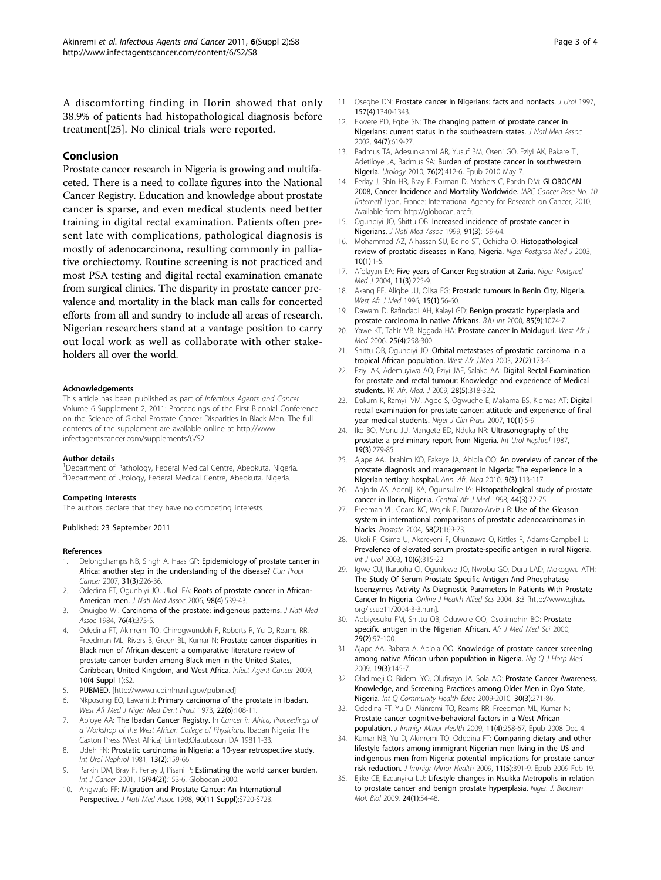A discomforting finding in Ilorin showed that only 38.9% of patients had histopathological diagnosis before treatment[25]. No clinical trials were reported.

## Conclusion

Prostate cancer research in Nigeria is growing and multifaceted. There is a need to collate figures into the National Cancer Registry. Education and knowledge about prostate cancer is sparse, and even medical students need better training in digital rectal examination. Patients often present late with complications, pathological diagnosis is mostly of adenocarcinona, resulting commonly in palliative orchiectomy. Routine screening is not practiced and most PSA testing and digital rectal examination emanate from surgical clinics. The disparity in prostate cancer prevalence and mortality in the black man calls for concerted efforts from all and sundry to include all areas of research. Nigerian researchers stand at a vantage position to carry out local work as well as collaborate with other stakeholders all over the world.

#### Acknowledgements

This article has been published as part of *Infectious Agents and Cancer* Volume 6 Supplement 2, 2011: Proceedings of the First Biennial Conference on the Science of Global Prostate Cancer Disparities in Black Men. The full contents of the supplement are available online at http://www.infectagentscancer.com/supplements/6/S2.

#### Author details

[1]Department of Pathology, Federal Medical Centre, Abeokuta, Nigeria. [2]Department of Urology, Federal Medical Centre, Abeokuta, Nigeria.

#### Competing interests

The authors declare that they have no competing interests.

Published: 23 September 2011

#### References

1. Delongchamps NB, Singh A, Haas GP: **Epidemiology of prostate cancer in Africa: another step in the understanding of the disease?** *Curr Probl Cancer* 2007, **31(3)**:226-36.
2. Odedina FT, Ogunbiyi JO, Ukoli FA: **Roots of prostate cancer in African-American men.** *J Natl Med Assoc* 2006, **98(4)**:539-43.
3. Onuigbo WI: **Carcinoma of the prostate: indigenous patterns.** *J Natl Med Assoc* 1984, **76(4)**:373-5.
4. Odedina FT, Akinremi TO, Chinegwundoh F, Roberts R, Yu D, Reams RR, Freedman ML, Rivers B, Green BL, Kumar N: **Prostate cancer disparities in Black men of African descent: a comparative literature review of prostate cancer burden among Black men in the United States, Caribbean, United Kingdom, and West Africa.** *Infect Agent Cancer* 2009, **10(4 Suppl 1)**:S2.
5. **PUBMED.** [http://www.ncbi.nlm.nih.gov/pubmed].
6. Nkposong EO, Lawani J: **Primary carcinoma of the prostate in Ibadan.** *West Afr Med J Niger Med Dent Pract* 1973, **22(6)**:108-11.
7. Abioye AA: **The Ibadan Cancer Registry.** In *Cancer in Africa, Proceedings of a Workshop of the West African College of Physicians.* Ibadan Nigeria: The Caxton Press (West Africa) Limited;Olatubosun DA 1981:1-33.
8. Udeh FN: **Prostatic carcinoma in Nigeria: a 10-year retrospective study.** *Int Urol Nephrol* 1981, **13(2)**:159-66.
9. Parkin DM, Bray F, Ferlay J, Pisani P: **Estimating the world cancer burden.** *Int J Cancer* 2001, **15(94(2))**:153-6, Globocan 2000.
10. Angwafo FF: **Migration and Prostate Cancer: An International Perspective.** *J Natl Med Assoc* 1998, **90(11 Suppl)**:S720-S723.
11. Osegbe DN: **Prostate cancer in Nigerians: facts and nonfacts.** *J Urol* 1997, **157(4)**:1340-1343.
12. Ekwere PD, Egbe SN: **The changing pattern of prostate cancer in Nigerians: current status in the southeastern states.** *J Natl Med Assoc* 2002, **94(7)**:619-27.
13. Badmus TA, Adesunkanmi AR, Yusuf BM, Oseni GO, Eziyi AK, Bakare TI, Adetiloye JA, Badmus SA: **Burden of prostate cancer in southwestern Nigeria.** *Urology* 2010, **76(2)**:412-6, Epub 2010 May 7.
14. Ferlay J, Shin HR, Bray F, Forman D, Mathers C, Parkin DM: **GLOBOCAN 2008, Cancer Incidence and Mortality Worldwide.** *IARC Cancer Base No. 10 [Internet]* Lyon, France: International Agency for Research on Cancer; 2010, Available from: http://globocan.iarc.fr.
15. Ogunbiyi JO, Shittu OB: **Increased incidence of prostate cancer in Nigerians.** *J Natl Med Assoc* 1999, **91(3)**:159-64.
16. Mohammed AZ, Alhassan SU, Edino ST, Ochicha O: **Histopathological review of prostatic diseases in Kano, Nigeria.** *Niger Postgrad Med J* 2003, **10(1)**:1-5.
17. Afolayan EA: **Five years of Cancer Registration at Zaria.** *Niger Postgrad Med J* 2004, **11(3)**:225-9.
18. Akang EE, Aligbe JU, Olisa EG: **Prostatic tumours in Benin City, Nigeria.** *West Afr J Med* 1996, **15(1)**:56-60.
19. Dawam D, Rafindadi AH, Kalayi GD: **Benign prostatic hyperplasia and prostate carcinoma in native Africans.** *BJU Int* 2000, **85(9)**:1074-7.
20. Yawe KT, Tahir MB, Nggada HA: **Prostate cancer in Maiduguri.** *West Afr J Med* 2006, **25(4)**:298-300.
21. Shittu OB, Ogunbiyi JO: **Orbital metastases of prostatic carcinoma in a tropical African population.** *West Afr J.Med* 2003, **22(2)**:173-6.
22. Eziyi AK, Ademuyiwa AO, Eziyi JAE, Salako AA: **Digital Rectal Examination for prostate and rectal tumour: Knowledge and experience of Medical students.** *W. Afr. Med. J* 2009, **28(5)**:318-322.
23. Dakum K, Ramyil VM, Agbo S, Ogwuche E, Makama BS, Kidmas AT: **Digital rectal examination for prostate cancer: attitude and experience of final year medical students.** *Niger J Clin Pract* 2007, **10(1)**:5-9.
24. Iko BO, Monu JU, Mangete ED, Nduka NR: **Ultrasonography of the prostate: a preliminary report from Nigeria.** *Int Urol Nephrol* 1987, **19(3)**:279-85.
25. Ajape AA, Ibrahim KO, Fakeye JA, Abiola OO: **An overview of cancer of the prostate diagnosis and management in Nigeria: The experience in a Nigerian tertiary hospital.** *Ann. Afr. Med* 2010, **9(3)**:113-117.
26. Anjorin AS, Adeniji KA, Ogunsulire IA: **Histopathological study of prostate cancer in Ilorin, Nigeria.** *Central Afr J Med* 1998, **44(3)**:72-75.
27. Freeman VL, Coard KC, Wojcik E, Durazo-Arvizu R: **Use of the Gleason system in international comparisons of prostatic adenocarcinomas in blacks.** *Prostate* 2004, **58(2)**:169-73.
28. Ukoli F, Osime U, Akereyeni F, Okunzuwa O, Kittles R, Adams-Campbell L: **Prevalence of elevated serum prostate-specific antigen in rural Nigeria.** *Int J Urol* 2003, **10(6)**:315-22.
29. Igwe CU, Ikaraoha CI, Ogunlewe JO, Nwobu GO, Duru LAD, Mokogwu ATH: **The Study Of Serum Prostate Specific Antigen And Phosphatase Isoenzymes Activity As Diagnostic Parameters In Patients With Prostate Cancer In Nigeria.** *Online J Health Allied Scs* 2004, **3**:3 [http://www.ojhas.org/issue11/2004-3-3.htm].
30. Abbiyesuku FM, Shittu OB, Oduwole OO, Osotimehin BO: **Prostate specific antigen in the Nigerian African.** *Afr J Med Med Sci* 2000, **29(2)**:97-100.
31. Ajape AA, Babata A, Abiola OO: **Knowledge of prostate cancer screening among native African urban population in Nigeria.** *Nig Q J Hosp Med* 2009, **19(3)**:145-7.
32. Oladimeji O, Bidemi YO, Olufisayo JA, Sola AO: **Prostate Cancer Awareness, Knowledge, and Screening Practices among Older Men in Oyo State, Nigeria.** *Int Q Community Health Educ* 2009-2010, **30(3)**:271-86.
33. Odedina FT, Yu D, Akinremi TO, Reams RR, Freedman ML, Kumar N: **Prostate cancer cognitive-behavioral factors in a West African population.** *J Immigr Minor Health* 2009, **11(4)**:258-67, Epub 2008 Dec 4.
34. Kumar NB, Yu D, Akinremi TO, Odedina FT: **Comparing dietary and other lifestyle factors among immigrant Nigerian men living in the US and indigenous men from Nigeria: potential implications for prostate cancer risk reduction.** *J Immigr Minor Health* 2009, **11(5)**:391-9, Epub 2009 Feb 19.
35. Ejike CE, Ezeanyika LU: **Lifestyle changes in Nsukka Metropolis in relation to prostate cancer and benign prostate hyperplasia.** *Niger. J. Biochem Mol. Biol* 2009, **24(1)**:54-48.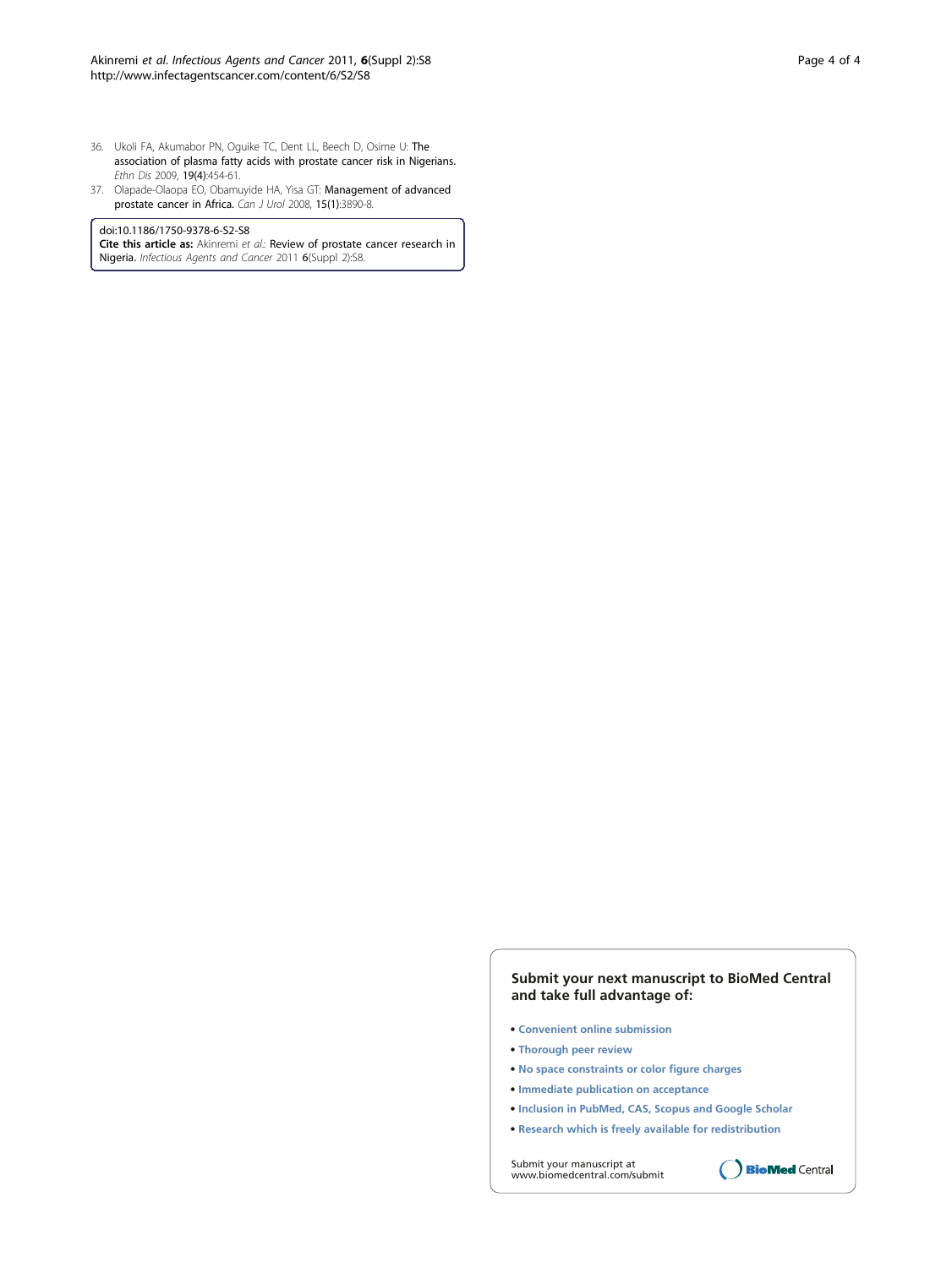36. Ukoli FA, Akumabor PN, Oguike TC, Dent LL, Beech D, Osime U: **The association of plasma fatty acids with prostate cancer risk in Nigerians.** *Ethn Dis* 2009, **19(4)**:454-61.
37. Olapade-Olaopa EO, Obamuyide HA, Yisa GT: **Management of advanced prostate cancer in Africa.** *Can J Urol* 2008, **15(1)**:3890-8.

doi:10.1186/1750-9378-6-S2-S8
**Cite this article as:** Akinremi *et al.*: Review of prostate cancer research in Nigeria. *Infectious Agents and Cancer* 2011 **6**(Suppl 2):S8.

**Submit your next manuscript to BioMed Central and take full advantage of:**

- **Convenient online submission**
- **Thorough peer review**
- **No space constraints or color figure charges**
- **Immediate publication on acceptance**
- **Inclusion in PubMed, CAS, Scopus and Google Scholar**
- **Research which is freely available for redistribution**

Submit your manuscript at
www.biomedcentral.com/submit

BioMed Central